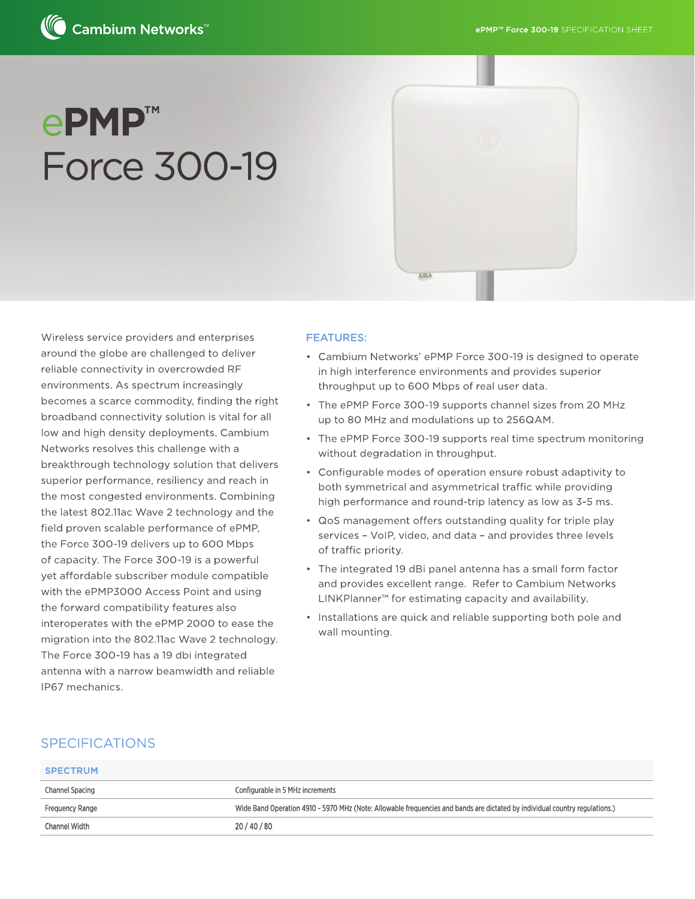# ePMP™ Force 300-19

Wireless service providers and enterprises around the globe are challenged to deliver reliable connectivity in overcrowded RF environments. As spectrum increasingly becomes a scarce commodity, finding the right broadband connectivity solution is vital for all low and high density deployments. Cambium Networks resolves this challenge with a breakthrough technology solution that delivers superior performance, resiliency and reach in the most congested environments. Combining the latest 802.11ac Wave 2 technology and the field proven scalable performance of ePMP, the Force 300-19 delivers up to 600 Mbps of capacity. The Force 300-19 is a powerful yet affordable subscriber module compatible with the ePMP3000 Access Point and using the forward compatibility features also interoperates with the ePMP 2000 to ease the migration into the 802.11ac Wave 2 technology. The Force 300-19 has a 19 dbi integrated antenna with a narrow beamwidth and reliable IP67 mechanics.

### FEATURES:

- Cambium Networks' ePMP Force 300-19 is designed to operate in high interference environments and provides superior throughput up to 600 Mbps of real user data.
- The ePMP Force 300-19 supports channel sizes from 20 MHz up to 80 MHz and modulations up to 256QAM.
- The ePMP Force 300-19 supports real time spectrum monitoring without degradation in throughput.
- Configurable modes of operation ensure robust adaptivity to both symmetrical and asymmetrical traffic while providing high performance and round-trip latency as low as 3-5 ms.
- QoS management offers outstanding quality for triple play services – VoIP, video, and data – and provides three levels of traffic priority.
- The integrated 19 dBi panel antenna has a small form factor and provides excellent range. Refer to Cambium Networks LINKPlanner™ for estimating capacity and availability.
- Installations are quick and reliable supporting both pole and wall mounting.

## SPECIFICATIONS

| SPECTRUM | |
|---|---|
| Channel Spacing | Configurable in 5 MHz increments |
| Frequency Range | Wide Band Operation 4910 - 5970 MHz (Note: Allowable frequencies and bands are dictated by individual country regulations.) |
| Channel Width | 20 / 40 / 80 |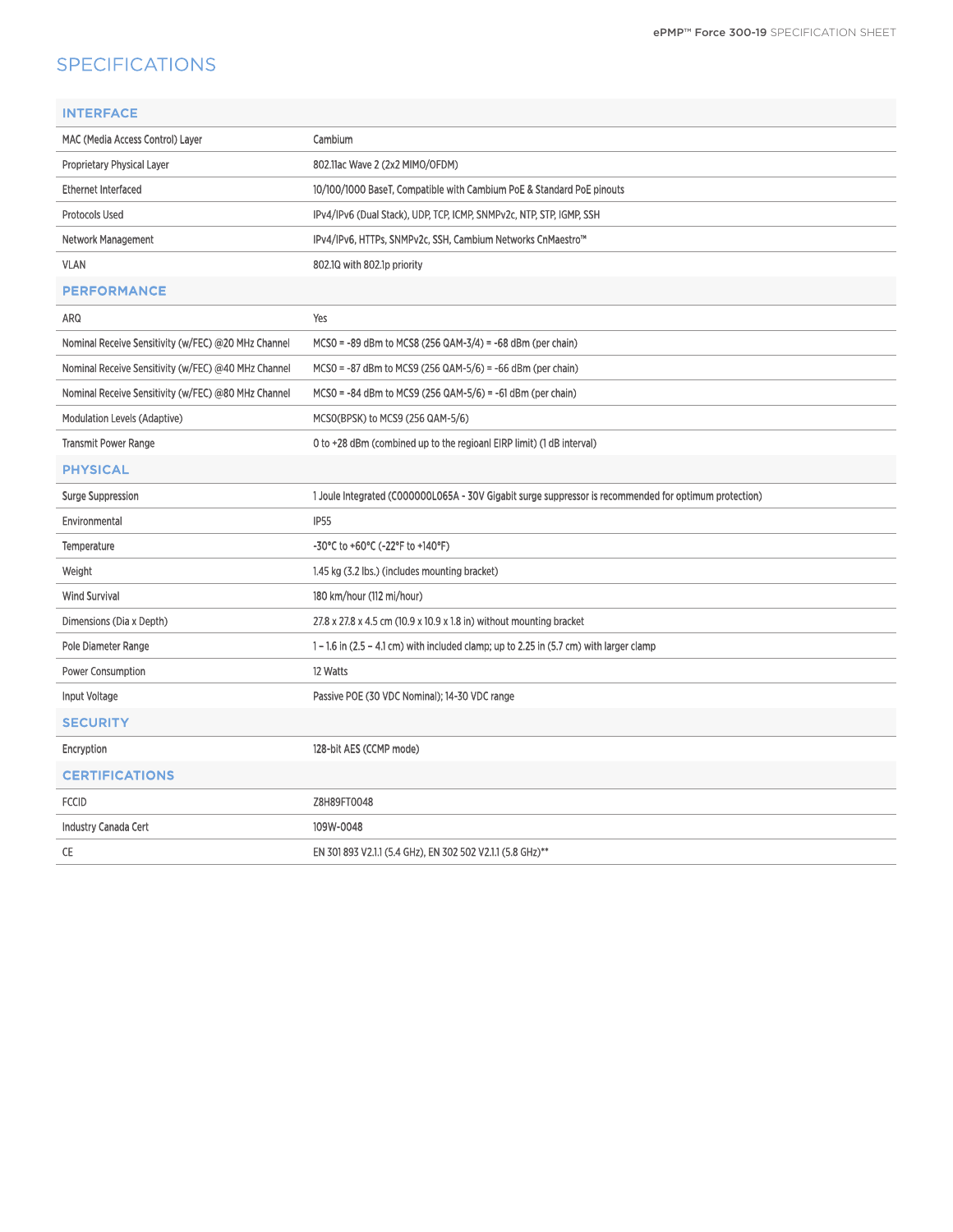## SPECIFICATIONS

| INTERFACE | |
|---|---|
| MAC (Media Access Control) Layer | Cambium |
| Proprietary Physical Layer | 802.11ac Wave 2 (2x2 MIMO/OFDM) |
| Ethernet Interfaced | 10/100/1000 BaseT, Compatible with Cambium PoE & Standard PoE pinouts |
| Protocols Used | IPv4/IPv6 (Dual Stack), UDP, TCP, ICMP, SNMPv2c, NTP, STP, IGMP, SSH |
| Network Management | IPv4/IPv6, HTTPs, SNMPv2c, SSH, Cambium Networks CnMaestro™ |
| VLAN | 802.1Q with 802.1p priority |
| **PERFORMANCE** | |
| ARQ | Yes |
| Nominal Receive Sensitivity (w/FEC) @20 MHz Channel | MCS0 = -89 dBm to MCS8 (256 QAM-3/4) = -68 dBm (per chain) |
| Nominal Receive Sensitivity (w/FEC) @40 MHz Channel | MCS0 = -87 dBm to MCS9 (256 QAM-5/6) = -66 dBm (per chain) |
| Nominal Receive Sensitivity (w/FEC) @80 MHz Channel | MCS0 = -84 dBm to MCS9 (256 QAM-5/6) = -61 dBm (per chain) |
| Modulation Levels (Adaptive) | MCS0(BPSK) to MCS9 (256 QAM-5/6) |
| Transmit Power Range | 0 to +28 dBm (combined up to the regioanl EIRP limit) (1 dB interval) |
| **PHYSICAL** | |
| Surge Suppression | 1 Joule Integrated (C000000L065A - 30V Gigabit surge suppressor is recommended for optimum protection) |
| Environmental | IP55 |
| Temperature | -30°C to +60°C (-22°F to +140°F) |
| Weight | 1.45 kg (3.2 lbs.) (includes mounting bracket) |
| Wind Survival | 180 km/hour (112 mi/hour) |
| Dimensions (Dia x Depth) | 27.8 x 27.8 x 4.5 cm (10.9 x 10.9 x 1.8 in) without mounting bracket |
| Pole Diameter Range | 1 – 1.6 in (2.5 – 4.1 cm) with included clamp; up to 2.25 in (5.7 cm) with larger clamp |
| Power Consumption | 12 Watts |
| Input Voltage | Passive POE (30 VDC Nominal); 14-30 VDC range |
| **SECURITY** | |
| Encryption | 128-bit AES (CCMP mode) |
| **CERTIFICATIONS** | |
| FCCID | Z8H89FT0048 |
| Industry Canada Cert | 109W-0048 |
| CE | EN 301 893 V2.1.1 (5.4 GHz), EN 302 502 V2.1.1 (5.8 GHz)** |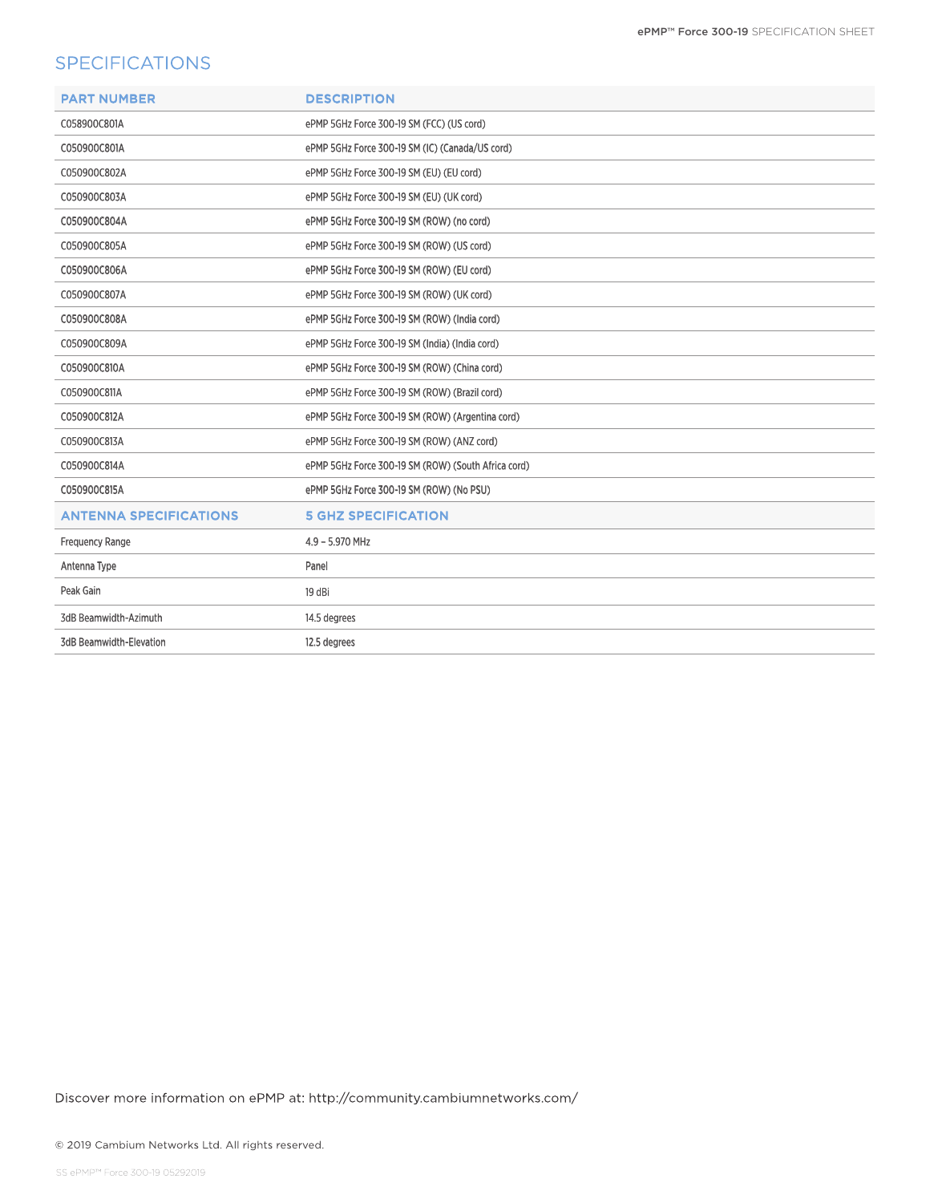## SPECIFICATIONS

| PART NUMBER | DESCRIPTION |
|---|---|
| C058900C801A | ePMP 5GHz Force 300-19 SM (FCC) (US cord) |
| C050900C801A | ePMP 5GHz Force 300-19 SM (IC) (Canada/US cord) |
| C050900C802A | ePMP 5GHz Force 300-19 SM (EU) (EU cord) |
| C050900C803A | ePMP 5GHz Force 300-19 SM (EU) (UK cord) |
| C050900C804A | ePMP 5GHz Force 300-19 SM (ROW) (no cord) |
| C050900C805A | ePMP 5GHz Force 300-19 SM (ROW) (US cord) |
| C050900C806A | ePMP 5GHz Force 300-19 SM (ROW) (EU cord) |
| C050900C807A | ePMP 5GHz Force 300-19 SM (ROW) (UK cord) |
| C050900C808A | ePMP 5GHz Force 300-19 SM (ROW) (India cord) |
| C050900C809A | ePMP 5GHz Force 300-19 SM (India) (India cord) |
| C050900C810A | ePMP 5GHz Force 300-19 SM (ROW) (China cord) |
| C050900C811A | ePMP 5GHz Force 300-19 SM (ROW) (Brazil cord) |
| C050900C812A | ePMP 5GHz Force 300-19 SM (ROW) (Argentina cord) |
| C050900C813A | ePMP 5GHz Force 300-19 SM (ROW) (ANZ cord) |
| C050900C814A | ePMP 5GHz Force 300-19 SM (ROW) (South Africa cord) |
| C050900C815A | ePMP 5GHz Force 300-19 SM (ROW) (No PSU) |
| **ANTENNA SPECIFICATIONS** | **5 GHZ SPECIFICATION** |
| Frequency Range | 4.9 – 5.970 MHz |
| Antenna Type | Panel |
| Peak Gain | 19 dBi |
| 3dB Beamwidth-Azimuth | 14.5 degrees |
| 3dB Beamwidth-Elevation | 12.5 degrees |

Discover more information on ePMP at: http://community.cambiumnetworks.com/

© 2019 Cambium Networks Ltd. All rights reserved.

SS ePMP™ Force 300-19 05292019